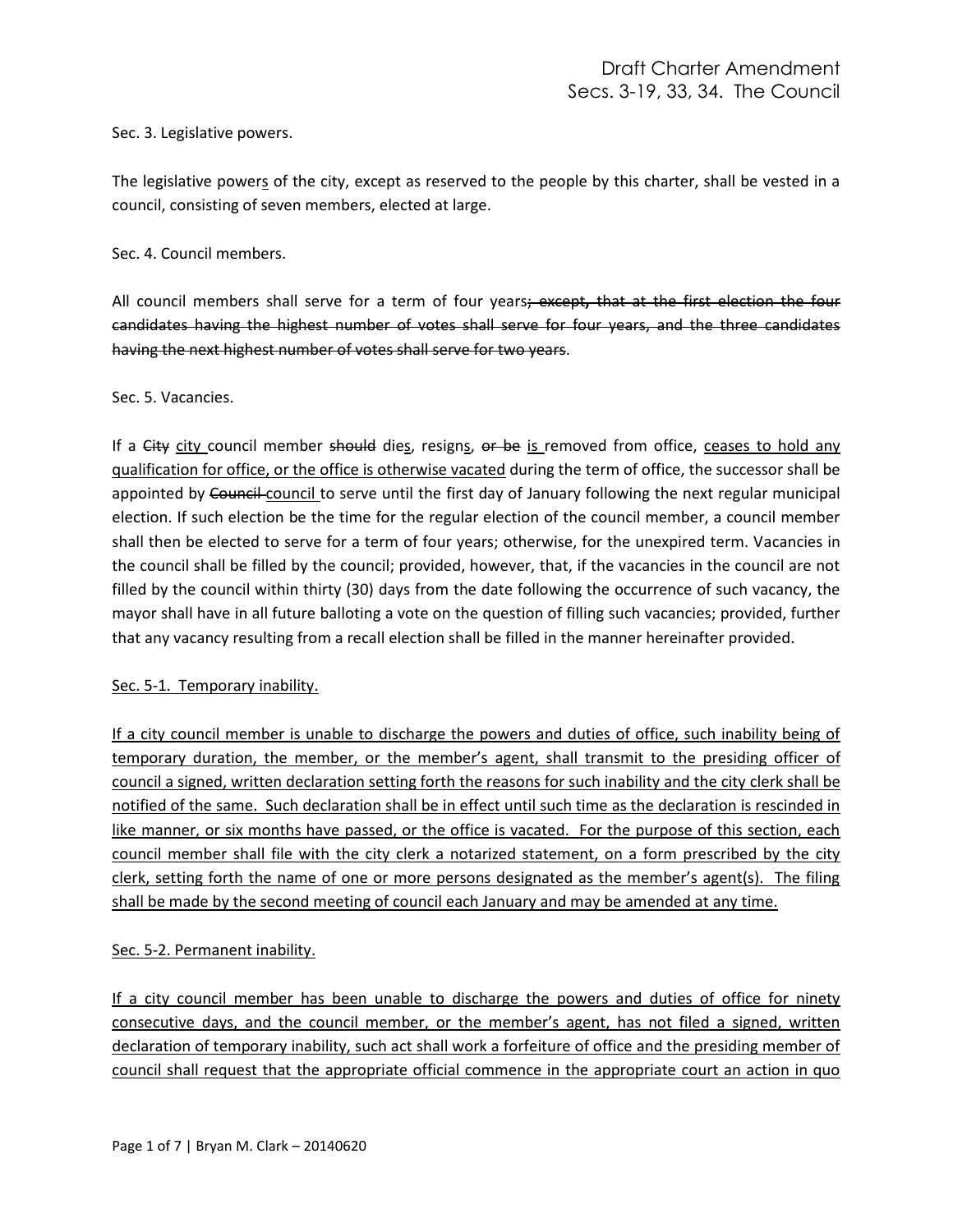Sec. 3. Legislative powers.

The legislative power<u>s</u> of the city, except as reserved to the people by this charter, shall be vested in a council, consisting of seven members, elected at large.

Sec. 4. Council members.

All council members shall serve for a term of four years~~; except, that at the first election the four candidates having the highest number of votes shall serve for four years, and the three candidates having the next highest number of votes shall serve for two years~~.

Sec. 5. Vacancies.

If a ~~City~~ <u>city</u> council member ~~should~~ die<u>s</u>, resign<u>s</u>, ~~or be~~ <u>is</u> removed from office, <u>ceases to hold any qualification for office, or the office is otherwise vacated</u> during the term of office, the successor shall be appointed by ~~Council~~ <u>council</u> to serve until the first day of January following the next regular municipal election. If such election be the time for the regular election of the council member, a council member shall then be elected to serve for a term of four years; otherwise, for the unexpired term. Vacancies in the council shall be filled by the council; provided, however, that, if the vacancies in the council are not filled by the council within thirty (30) days from the date following the occurrence of such vacancy, the mayor shall have in all future balloting a vote on the question of filling such vacancies; provided, further that any vacancy resulting from a recall election shall be filled in the manner hereinafter provided.

<u>Sec. 5-1. Temporary inability.</u>

<u>If a city council member is unable to discharge the powers and duties of office, such inability being of temporary duration, the member, or the member's agent, shall transmit to the presiding officer of council a signed, written declaration setting forth the reasons for such inability and the city clerk shall be notified of the same. Such declaration shall be in effect until such time as the declaration is rescinded in like manner, or six months have passed, or the office is vacated. For the purpose of this section, each council member shall file with the city clerk a notarized statement, on a form prescribed by the city clerk, setting forth the name of one or more persons designated as the member's agent(s). The filing shall be made by the second meeting of council each January and may be amended at any time.</u>

<u>Sec. 5-2. Permanent inability.</u>

<u>If a city council member has been unable to discharge the powers and duties of office for ninety consecutive days, and the council member, or the member's agent, has not filed a signed, written declaration of temporary inability, such act shall work a forfeiture of office and the presiding member of council shall request that the appropriate official commence in the appropriate court an action in quo</u>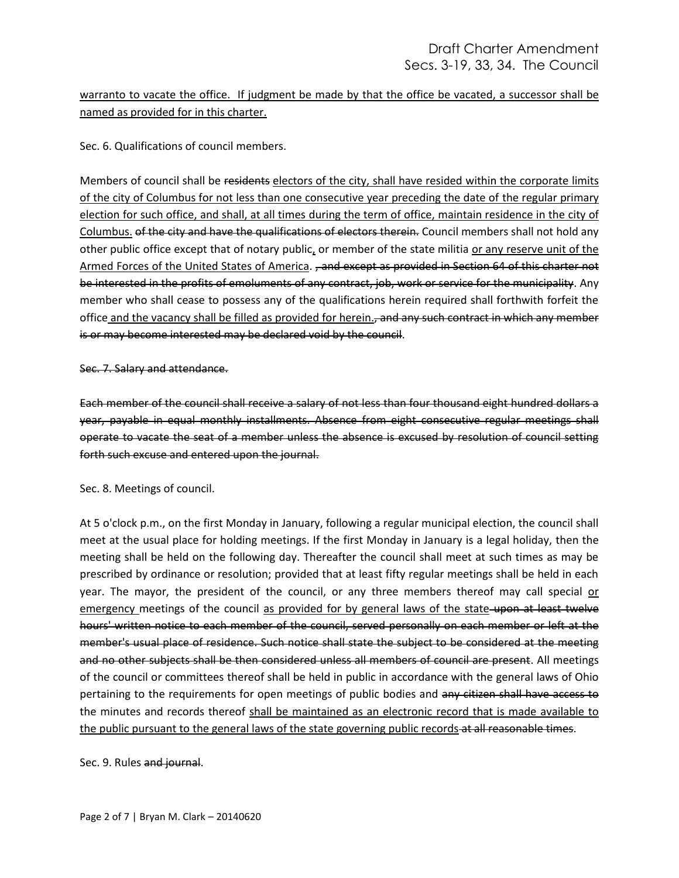<u>warranto to vacate the office. If judgment be made by that the office be vacated, a successor shall be named as provided for in this charter.</u>

Sec. 6. Qualifications of council members.

Members of council shall be ~~residents~~ <u>electors of the city, shall have resided within the corporate limits of the city of Columbus for not less than one consecutive year preceding the date of the regular primary election for such office, and shall, at all times during the term of office, maintain residence in the city of Columbus.</u> ~~of the city and have the qualifications of electors therein.~~ Council members shall not hold any other public office except that of notary public<u>,</u> or member of the state militia <u>or any reserve unit of the Armed Forces of the United States of America</u>. ~~, and except as provided in Section 64 of this charter not be interested in the profits of emoluments of any contract, job, work or service for the municipality~~. Any member who shall cease to possess any of the qualifications herein required shall forthwith forfeit the office<u> and the vacancy shall be filled as provided for herein.</u>~~, and any such contract in which any member is or may become interested may be declared void by the council~~.

~~Sec. 7. Salary and attendance.~~

~~Each member of the council shall receive a salary of not less than four thousand eight hundred dollars a year, payable in equal monthly installments. Absence from eight consecutive regular meetings shall operate to vacate the seat of a member unless the absence is excused by resolution of council setting forth such excuse and entered upon the journal.~~

Sec. 8. Meetings of council.

At 5 o'clock p.m., on the first Monday in January, following a regular municipal election, the council shall meet at the usual place for holding meetings. If the first Monday in January is a legal holiday, then the meeting shall be held on the following day. Thereafter the council shall meet at such times as may be prescribed by ordinance or resolution; provided that at least fifty regular meetings shall be held in each year. The mayor, the president of the council, or any three members thereof may call special <u>or emergency</u> meetings of the council <u>as provided for by general laws of the state</u>~~ upon at least twelve hours' written notice to each member of the council, served personally on each member or left at the member's usual place of residence. Such notice shall state the subject to be considered at the meeting and no other subjects shall be then considered unless all members of council are present~~. All meetings of the council or committees thereof shall be held in public in accordance with the general laws of Ohio pertaining to the requirements for open meetings of public bodies and ~~any citizen shall have access to~~ the minutes and records thereof <u>shall be maintained as an electronic record that is made available to the public pursuant to the general laws of the state governing public records</u>~~ at all reasonable times~~.

Sec. 9. Rules ~~and journal~~.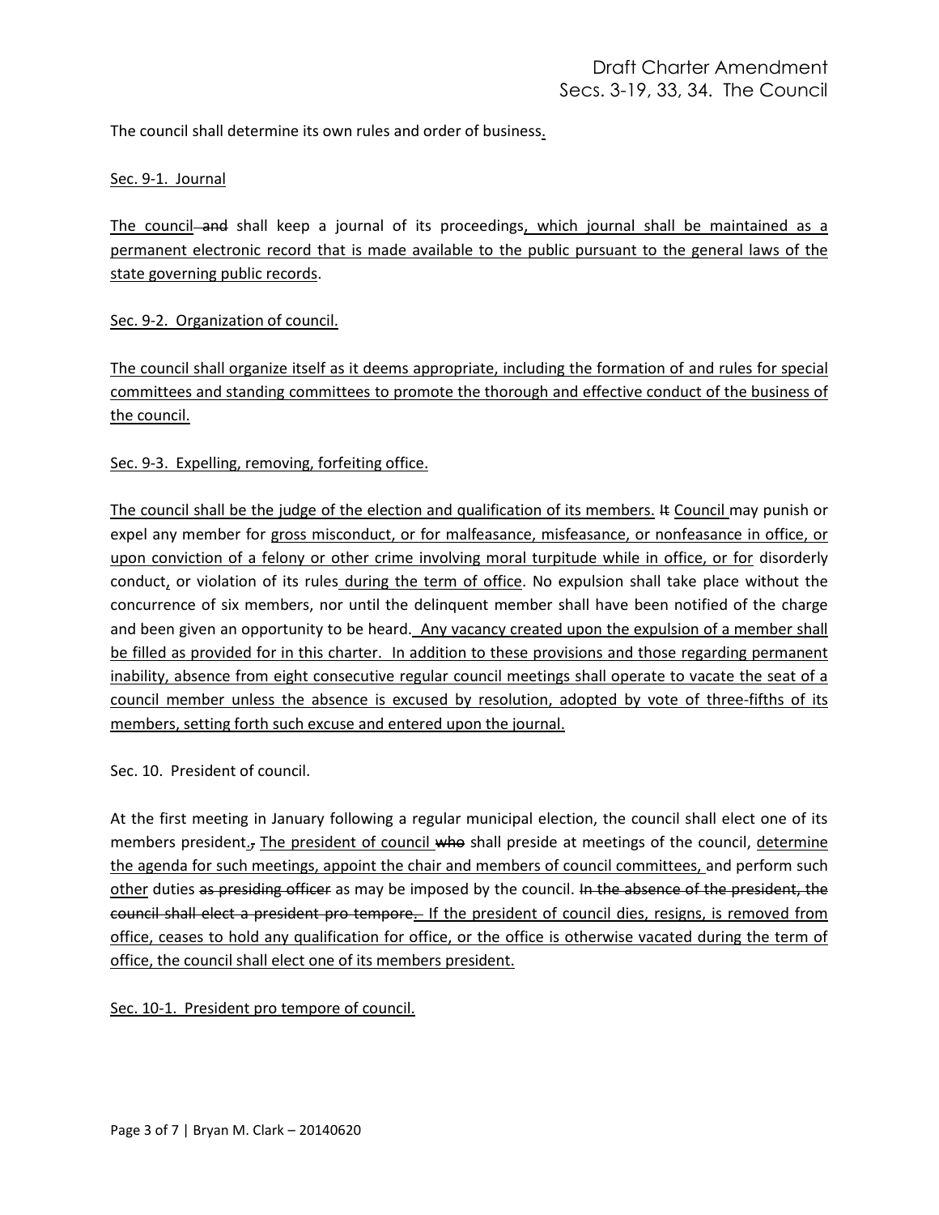The council shall determine its own rules and order of business.

Sec. 9-1. Journal

The council ~~and~~ shall keep a journal of its proceedings, which journal shall be maintained as a permanent electronic record that is made available to the public pursuant to the general laws of the state governing public records.

Sec. 9-2. Organization of council.

The council shall organize itself as it deems appropriate, including the formation of and rules for special committees and standing committees to promote the thorough and effective conduct of the business of the council.

Sec. 9-3. Expelling, removing, forfeiting office.

The council shall be the judge of the election and qualification of its members. ~~It~~ Council may punish or expel any member for gross misconduct, or for malfeasance, misfeasance, or nonfeasance in office, or upon conviction of a felony or other crime involving moral turpitude while in office, or for disorderly conduct, or violation of its rules during the term of office. No expulsion shall take place without the concurrence of six members, nor until the delinquent member shall have been notified of the charge and been given an opportunity to be heard. Any vacancy created upon the expulsion of a member shall be filled as provided for in this charter. In addition to these provisions and those regarding permanent inability, absence from eight consecutive regular council meetings shall operate to vacate the seat of a council member unless the absence is excused by resolution, adopted by vote of three-fifths of its members, setting forth such excuse and entered upon the journal.

Sec. 10. President of council.

At the first meeting in January following a regular municipal election, the council shall elect one of its members president.~~,~~ The president of council ~~who~~ shall preside at meetings of the council, determine the agenda for such meetings, appoint the chair and members of council committees, and perform such other duties ~~as presiding officer~~ as may be imposed by the council. ~~In the absence of the president, the council shall elect a president pro tempore.~~ If the president of council dies, resigns, is removed from office, ceases to hold any qualification for office, or the office is otherwise vacated during the term of office, the council shall elect one of its members president.

Sec. 10-1. President pro tempore of council.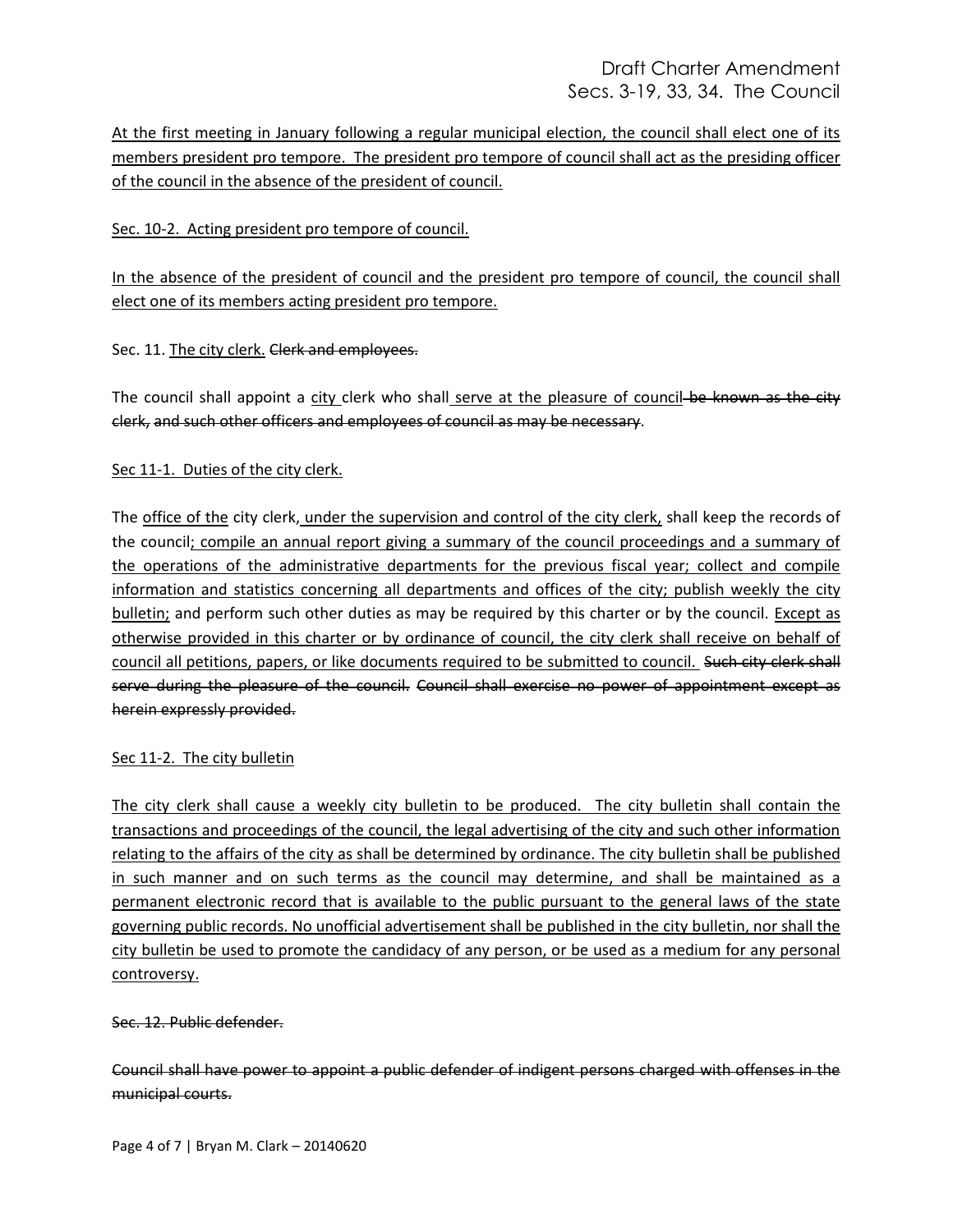At the first meeting in January following a regular municipal election, the council shall elect one of its members president pro tempore. The president pro tempore of council shall act as the presiding officer of the council in the absence of the president of council.

Sec. 10-2. Acting president pro tempore of council.

In the absence of the president of council and the president pro tempore of council, the council shall elect one of its members acting president pro tempore.

Sec. 11. The city clerk. ~~Clerk and employees.~~

The council shall appoint a city clerk who shall serve at the pleasure of council ~~be known as the city clerk, and such other officers and employees of council as may be necessary~~.

Sec 11-1. Duties of the city clerk.

The office of the city clerk, under the supervision and control of the city clerk, shall keep the records of the council; compile an annual report giving a summary of the council proceedings and a summary of the operations of the administrative departments for the previous fiscal year; collect and compile information and statistics concerning all departments and offices of the city; publish weekly the city bulletin; and perform such other duties as may be required by this charter or by the council. Except as otherwise provided in this charter or by ordinance of council, the city clerk shall receive on behalf of council all petitions, papers, or like documents required to be submitted to council. ~~Such city clerk shall serve during the pleasure of the council.~~ ~~Council shall exercise no power of appointment except as herein expressly provided.~~

Sec 11-2. The city bulletin

The city clerk shall cause a weekly city bulletin to be produced. The city bulletin shall contain the transactions and proceedings of the council, the legal advertising of the city and such other information relating to the affairs of the city as shall be determined by ordinance. The city bulletin shall be published in such manner and on such terms as the council may determine, and shall be maintained as a permanent electronic record that is available to the public pursuant to the general laws of the state governing public records. No unofficial advertisement shall be published in the city bulletin, nor shall the city bulletin be used to promote the candidacy of any person, or be used as a medium for any personal controversy.

~~Sec. 12. Public defender.~~

~~Council shall have power to appoint a public defender of indigent persons charged with offenses in the municipal courts.~~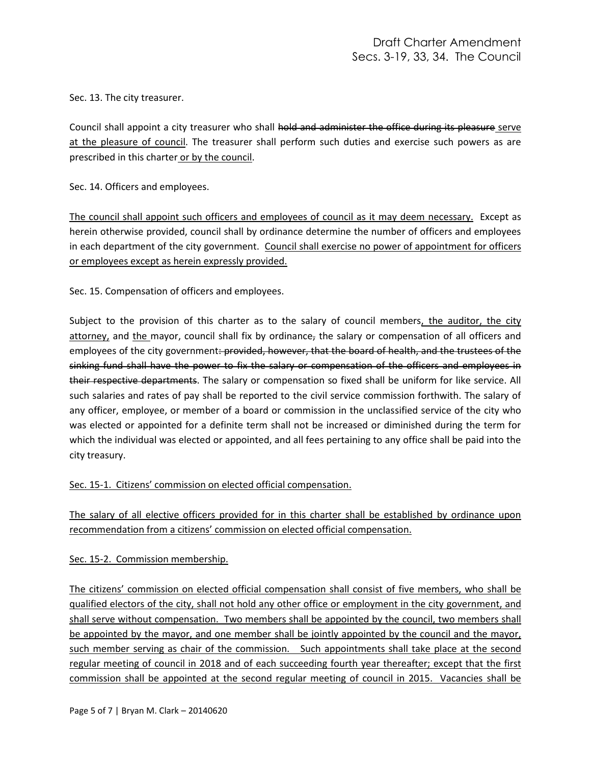Sec. 13. The city treasurer.

Council shall appoint a city treasurer who shall ~~hold and administer the office during its pleasure~~ <u>serve at the pleasure of council</u>. The treasurer shall perform such duties and exercise such powers as are prescribed in this charter<u> or by the council</u>.

Sec. 14. Officers and employees.

<u>The council shall appoint such officers and employees of council as it may deem necessary.</u> Except as herein otherwise provided, council shall by ordinance determine the number of officers and employees in each department of the city government. <u>Council shall exercise no power of appointment for officers or employees except as herein expressly provided.</u>

Sec. 15. Compensation of officers and employees.

Subject to the provision of this charter as to the salary of council members<u>, the auditor, the city attorney,</u> and <u>the </u>mayor, council shall fix by ordinance~~,~~ the salary or compensation of all officers and employees of the city government~~: provided, however, that the board of health, and the trustees of the sinking fund shall have the power to fix the salary or compensation of the officers and employees in their respective departments~~. The salary or compensation so fixed shall be uniform for like service. All such salaries and rates of pay shall be reported to the civil service commission forthwith. The salary of any officer, employee, or member of a board or commission in the unclassified service of the city who was elected or appointed for a definite term shall not be increased or diminished during the term for which the individual was elected or appointed, and all fees pertaining to any office shall be paid into the city treasury.

<u>Sec. 15-1. Citizens' commission on elected official compensation.</u>

<u>The salary of all elective officers provided for in this charter shall be established by ordinance upon recommendation from a citizens' commission on elected official compensation.</u>

<u>Sec. 15-2. Commission membership.</u>

<u>The citizens' commission on elected official compensation shall consist of five members, who shall be qualified electors of the city, shall not hold any other office or employment in the city government, and shall serve without compensation. Two members shall be appointed by the council, two members shall be appointed by the mayor, and one member shall be jointly appointed by the council and the mayor, such member serving as chair of the commission. Such appointments shall take place at the second regular meeting of council in 2018 and of each succeeding fourth year thereafter; except that the first commission shall be appointed at the second regular meeting of council in 2015. Vacancies shall be</u>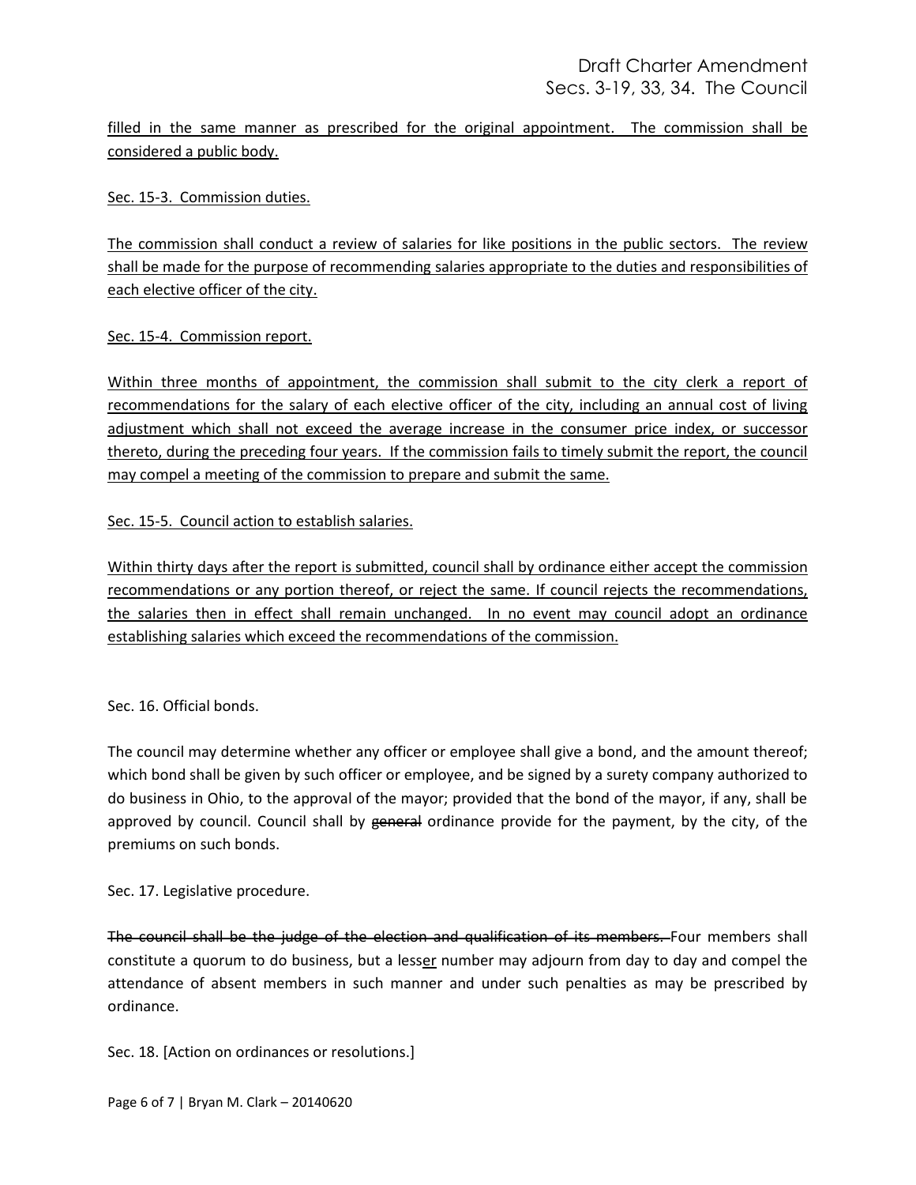<u>filled in the same manner as prescribed for the original appointment. The commission shall be considered a public body.</u>

<u>Sec. 15-3. Commission duties.</u>

<u>The commission shall conduct a review of salaries for like positions in the public sectors. The review shall be made for the purpose of recommending salaries appropriate to the duties and responsibilities of each elective officer of the city.</u>

<u>Sec. 15-4. Commission report.</u>

<u>Within three months of appointment, the commission shall submit to the city clerk a report of recommendations for the salary of each elective officer of the city, including an annual cost of living adjustment which shall not exceed the average increase in the consumer price index, or successor thereto, during the preceding four years. If the commission fails to timely submit the report, the council may compel a meeting of the commission to prepare and submit the same.</u>

<u>Sec. 15-5. Council action to establish salaries.</u>

<u>Within thirty days after the report is submitted, council shall by ordinance either accept the commission recommendations or any portion thereof, or reject the same. If council rejects the recommendations, the salaries then in effect shall remain unchanged. In no event may council adopt an ordinance establishing salaries which exceed the recommendations of the commission.</u>

Sec. 16. Official bonds.

The council may determine whether any officer or employee shall give a bond, and the amount thereof; which bond shall be given by such officer or employee, and be signed by a surety company authorized to do business in Ohio, to the approval of the mayor; provided that the bond of the mayor, if any, shall be approved by council. Council shall by ~~general~~ ordinance provide for the payment, by the city, of the premiums on such bonds.

Sec. 17. Legislative procedure.

~~The council shall be the judge of the election and qualification of its members.~~ Four members shall constitute a quorum to do business, but a less<u>er</u> number may adjourn from day to day and compel the attendance of absent members in such manner and under such penalties as may be prescribed by ordinance.

Sec. 18. [Action on ordinances or resolutions.]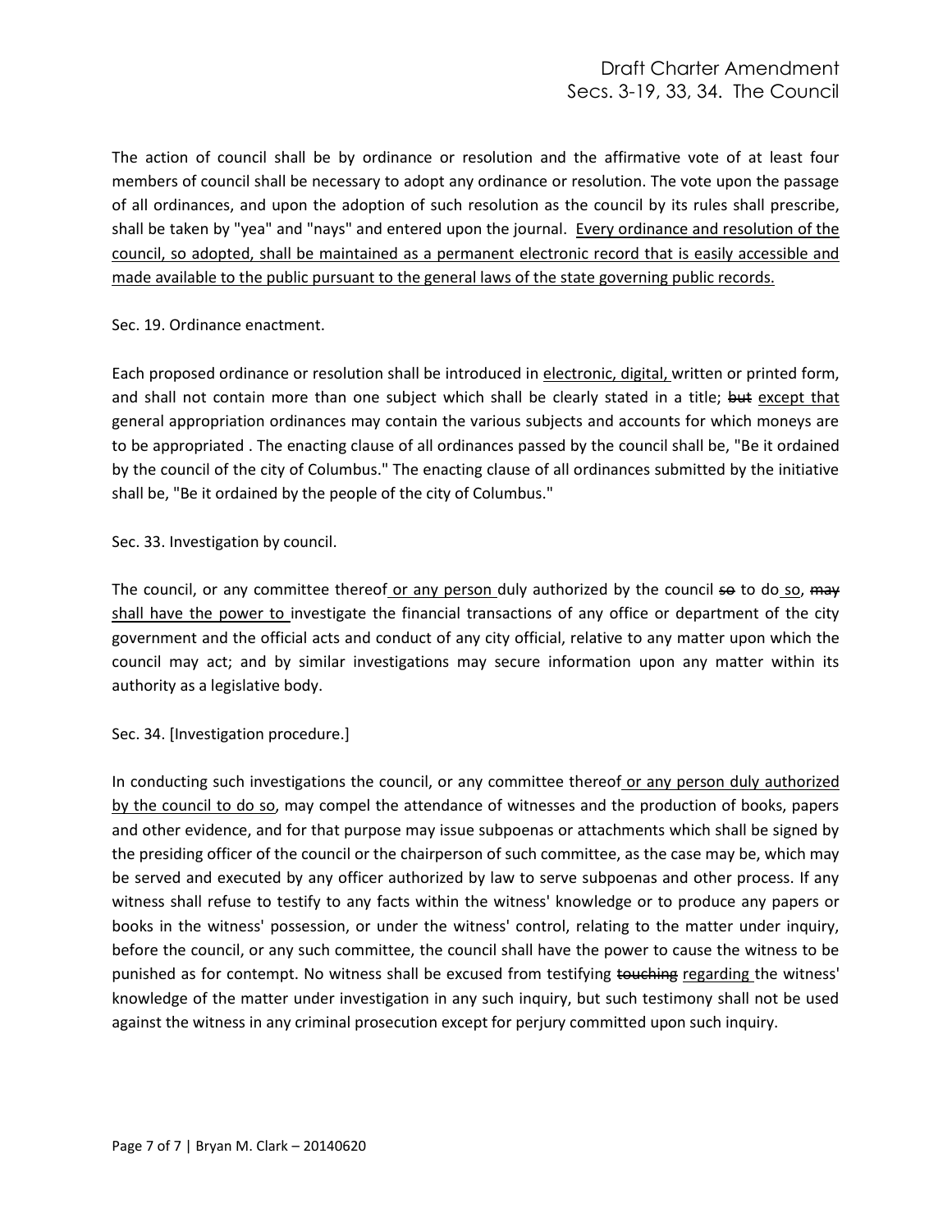The action of council shall be by ordinance or resolution and the affirmative vote of at least four members of council shall be necessary to adopt any ordinance or resolution. The vote upon the passage of all ordinances, and upon the adoption of such resolution as the council by its rules shall prescribe, shall be taken by "yea" and "nays" and entered upon the journal. <u>Every ordinance and resolution of the council, so adopted, shall be maintained as a permanent electronic record that is easily accessible and made available to the public pursuant to the general laws of the state governing public records.</u>

Sec. 19. Ordinance enactment.

Each proposed ordinance or resolution shall be introduced in <u>electronic, digital,</u> written or printed form, and shall not contain more than one subject which shall be clearly stated in a title; ~~but~~ <u>except that</u> general appropriation ordinances may contain the various subjects and accounts for which moneys are to be appropriated . The enacting clause of all ordinances passed by the council shall be, "Be it ordained by the council of the city of Columbus." The enacting clause of all ordinances submitted by the initiative shall be, "Be it ordained by the people of the city of Columbus."

Sec. 33. Investigation by council.

The council, or any committee thereof <u>or any person</u> duly authorized by the council ~~so~~ to do <u>so</u>, ~~may~~ <u>shall have the power to</u> investigate the financial transactions of any office or department of the city government and the official acts and conduct of any city official, relative to any matter upon which the council may act; and by similar investigations may secure information upon any matter within its authority as a legislative body.

Sec. 34. [Investigation procedure.]

In conducting such investigations the council, or any committee thereof <u>or any person duly authorized by the council to do so</u>, may compel the attendance of witnesses and the production of books, papers and other evidence, and for that purpose may issue subpoenas or attachments which shall be signed by the presiding officer of the council or the chairperson of such committee, as the case may be, which may be served and executed by any officer authorized by law to serve subpoenas and other process. If any witness shall refuse to testify to any facts within the witness' knowledge or to produce any papers or books in the witness' possession, or under the witness' control, relating to the matter under inquiry, before the council, or any such committee, the council shall have the power to cause the witness to be punished as for contempt. No witness shall be excused from testifying ~~touching~~ <u>regarding</u> the witness' knowledge of the matter under investigation in any such inquiry, but such testimony shall not be used against the witness in any criminal prosecution except for perjury committed upon such inquiry.